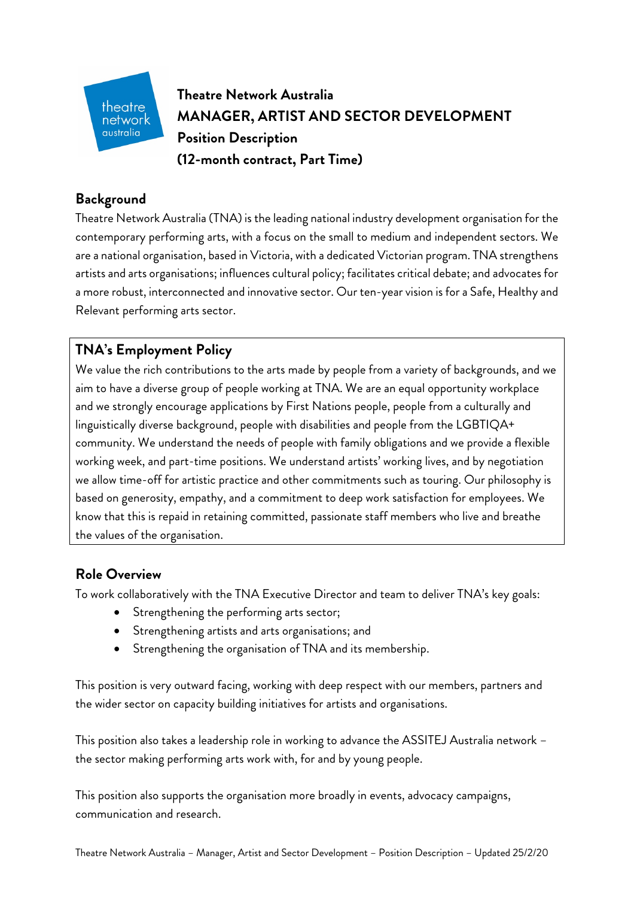# Theatre Network Australia
# MANAGER, ARTIST AND SECTOR DEVELOPMENT
## Position Description
## (12-month contract, Part Time)

## Background

Theatre Network Australia (TNA) is the leading national industry development organisation for the contemporary performing arts, with a focus on the small to medium and independent sectors. We are a national organisation, based in Victoria, with a dedicated Victorian program. TNA strengthens artists and arts organisations; influences cultural policy; facilitates critical debate; and advocates for a more robust, interconnected and innovative sector. Our ten-year vision is for a Safe, Healthy and Relevant performing arts sector.

## TNA's Employment Policy

We value the rich contributions to the arts made by people from a variety of backgrounds, and we aim to have a diverse group of people working at TNA. We are an equal opportunity workplace and we strongly encourage applications by First Nations people, people from a culturally and linguistically diverse background, people with disabilities and people from the LGBTIQA+ community. We understand the needs of people with family obligations and we provide a flexible working week, and part-time positions. We understand artists' working lives, and by negotiation we allow time-off for artistic practice and other commitments such as touring. Our philosophy is based on generosity, empathy, and a commitment to deep work satisfaction for employees. We know that this is repaid in retaining committed, passionate staff members who live and breathe the values of the organisation.

## Role Overview

To work collaboratively with the TNA Executive Director and team to deliver TNA's key goals:

- Strengthening the performing arts sector;
- Strengthening artists and arts organisations; and
- Strengthening the organisation of TNA and its membership.

This position is very outward facing, working with deep respect with our members, partners and the wider sector on capacity building initiatives for artists and organisations.

This position also takes a leadership role in working to advance the ASSITEJ Australia network – the sector making performing arts work with, for and by young people.

This position also supports the organisation more broadly in events, advocacy campaigns, communication and research.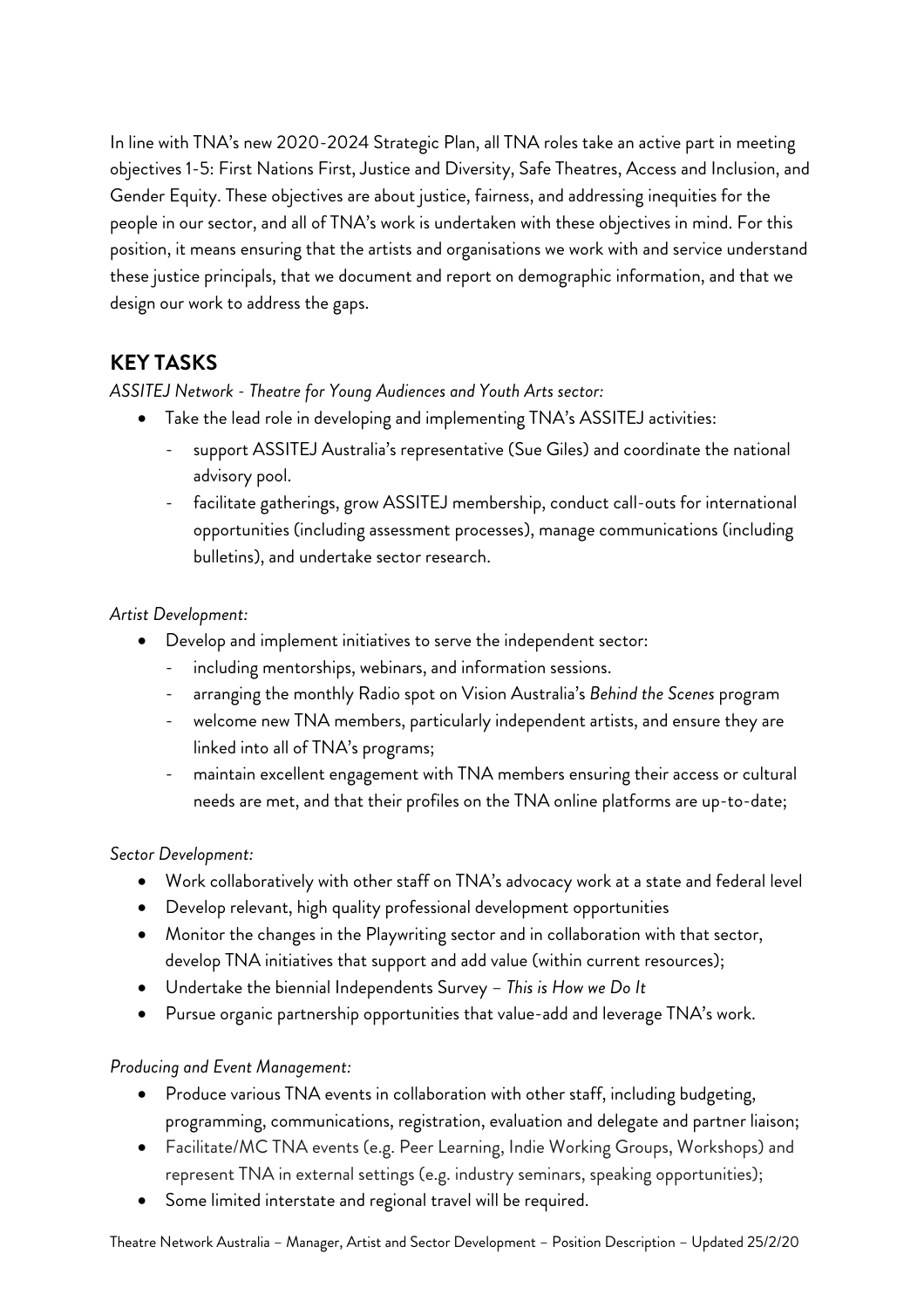In line with TNA's new 2020-2024 Strategic Plan, all TNA roles take an active part in meeting objectives 1-5: First Nations First, Justice and Diversity, Safe Theatres, Access and Inclusion, and Gender Equity. These objectives are about justice, fairness, and addressing inequities for the people in our sector, and all of TNA's work is undertaken with these objectives in mind. For this position, it means ensuring that the artists and organisations we work with and service understand these justice principals, that we document and report on demographic information, and that we design our work to address the gaps.

## KEY TASKS

*ASSITEJ Network - Theatre for Young Audiences and Youth Arts sector:*

- Take the lead role in developing and implementing TNA's ASSITEJ activities:
  - support ASSITEJ Australia's representative (Sue Giles) and coordinate the national advisory pool.
  - facilitate gatherings, grow ASSITEJ membership, conduct call-outs for international opportunities (including assessment processes), manage communications (including bulletins), and undertake sector research.

*Artist Development:*

- Develop and implement initiatives to serve the independent sector:
  - including mentorships, webinars, and information sessions.
  - arranging the monthly Radio spot on Vision Australia's *Behind the Scenes* program
  - welcome new TNA members, particularly independent artists, and ensure they are linked into all of TNA's programs;
  - maintain excellent engagement with TNA members ensuring their access or cultural needs are met, and that their profiles on the TNA online platforms are up-to-date;

*Sector Development:*

- Work collaboratively with other staff on TNA's advocacy work at a state and federal level
- Develop relevant, high quality professional development opportunities
- Monitor the changes in the Playwriting sector and in collaboration with that sector, develop TNA initiatives that support and add value (within current resources);
- Undertake the biennial Independents Survey – *This is How we Do It*
- Pursue organic partnership opportunities that value-add and leverage TNA's work.

*Producing and Event Management:*

- Produce various TNA events in collaboration with other staff, including budgeting, programming, communications, registration, evaluation and delegate and partner liaison;
- Facilitate/MC TNA events (e.g. Peer Learning, Indie Working Groups, Workshops) and represent TNA in external settings (e.g. industry seminars, speaking opportunities);
- Some limited interstate and regional travel will be required.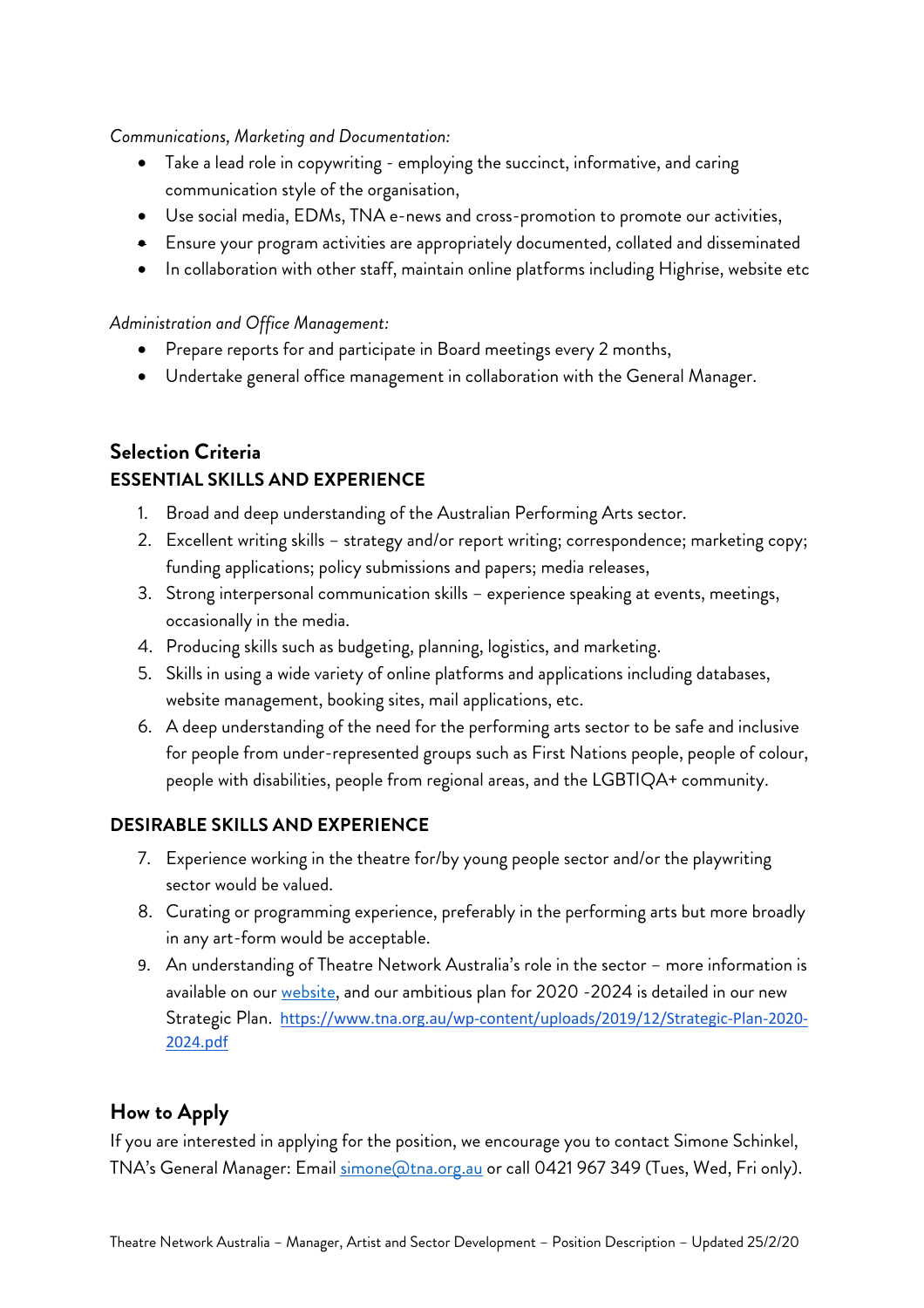*Communications, Marketing and Documentation:*

- Take a lead role in copywriting - employing the succinct, informative, and caring communication style of the organisation,
- Use social media, EDMs, TNA e-news and cross-promotion to promote our activities,
- Ensure your program activities are appropriately documented, collated and disseminated
- In collaboration with other staff, maintain online platforms including Highrise, website etc

*Administration and Office Management:*

- Prepare reports for and participate in Board meetings every 2 months,
- Undertake general office management in collaboration with the General Manager.

## Selection Criteria

### ESSENTIAL SKILLS AND EXPERIENCE

1. Broad and deep understanding of the Australian Performing Arts sector.
2. Excellent writing skills – strategy and/or report writing; correspondence; marketing copy; funding applications; policy submissions and papers; media releases,
3. Strong interpersonal communication skills – experience speaking at events, meetings, occasionally in the media.
4. Producing skills such as budgeting, planning, logistics, and marketing.
5. Skills in using a wide variety of online platforms and applications including databases, website management, booking sites, mail applications, etc.
6. A deep understanding of the need for the performing arts sector to be safe and inclusive for people from under-represented groups such as First Nations people, people of colour, people with disabilities, people from regional areas, and the LGBTIQA+ community.

### DESIRABLE SKILLS AND EXPERIENCE

7. Experience working in the theatre for/by young people sector and/or the playwriting sector would be valued.
8. Curating or programming experience, preferably in the performing arts but more broadly in any art-form would be acceptable.
9. An understanding of Theatre Network Australia's role in the sector – more information is available on our website, and our ambitious plan for 2020 -2024 is detailed in our new Strategic Plan. https://www.tna.org.au/wp-content/uploads/2019/12/Strategic-Plan-2020-2024.pdf

## How to Apply

If you are interested in applying for the position, we encourage you to contact Simone Schinkel, TNA's General Manager: Email simone@tna.org.au or call 0421 967 349 (Tues, Wed, Fri only).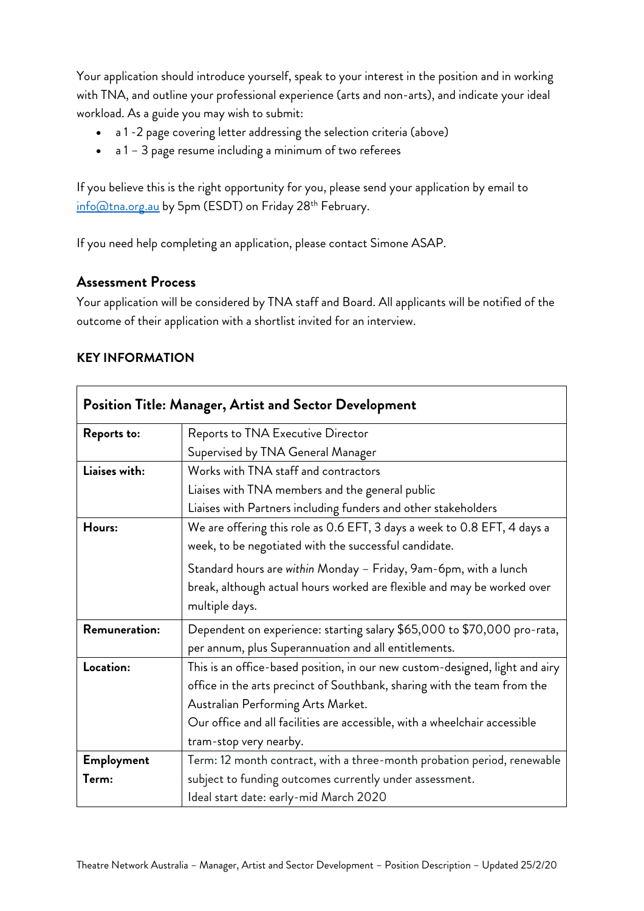Your application should introduce yourself, speak to your interest in the position and in working with TNA, and outline your professional experience (arts and non-arts), and indicate your ideal workload. As a guide you may wish to submit:

- a 1 -2 page covering letter addressing the selection criteria (above)
- a 1 – 3 page resume including a minimum of two referees

If you believe this is the right opportunity for you, please send your application by email to info@tna.org.au by 5pm (ESDT) on Friday 28th February.

If you need help completing an application, please contact Simone ASAP.

## Assessment Process

Your application will be considered by TNA staff and Board. All applicants will be notified of the outcome of their application with a shortlist invited for an interview.

## KEY INFORMATION

| **Position Title: Manager, Artist and Sector Development** | |
|---|---|
| **Reports to:** | Reports to TNA Executive Director<br>Supervised by TNA General Manager |
| **Liaises with:** | Works with TNA staff and contractors<br>Liaises with TNA members and the general public<br>Liaises with Partners including funders and other stakeholders |
| **Hours:** | We are offering this role as 0.6 EFT, 3 days a week to 0.8 EFT, 4 days a week, to be negotiated with the successful candidate.<br>Standard hours are *within* Monday – Friday, 9am-6pm, with a lunch break, although actual hours worked are flexible and may be worked over multiple days. |
| **Remuneration:** | Dependent on experience: starting salary $65,000 to $70,000 pro-rata, per annum, plus Superannuation and all entitlements. |
| **Location:** | This is an office-based position, in our new custom-designed, light and airy office in the arts precinct of Southbank, sharing with the team from the Australian Performing Arts Market.<br>Our office and all facilities are accessible, with a wheelchair accessible tram-stop very nearby. |
| **Employment Term:** | Term: 12 month contract, with a three-month probation period, renewable subject to funding outcomes currently under assessment.<br>Ideal start date: early-mid March 2020 |